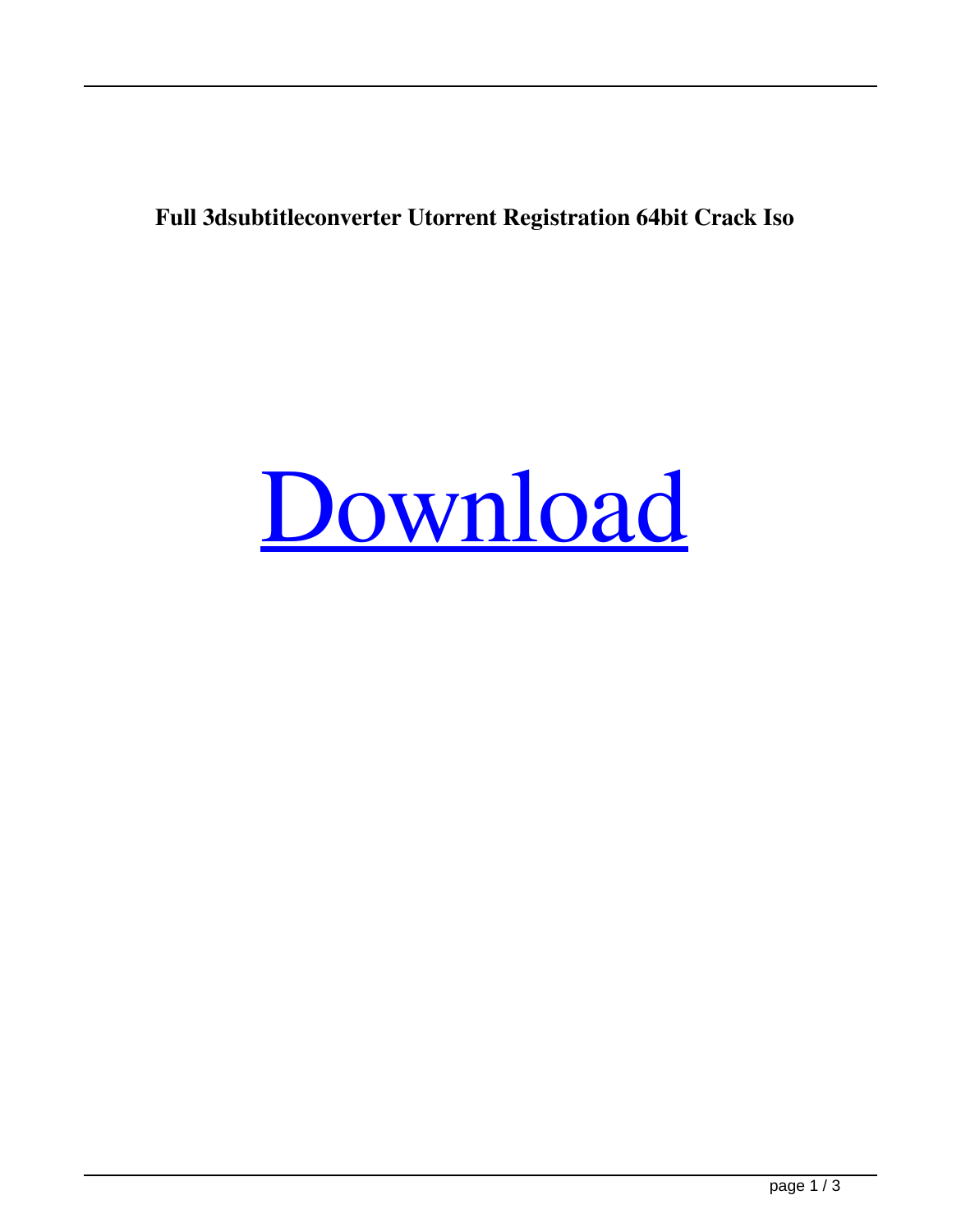**Full 3dsubtitleconverter Utorrent Registration 64bit Crack Iso**

# Download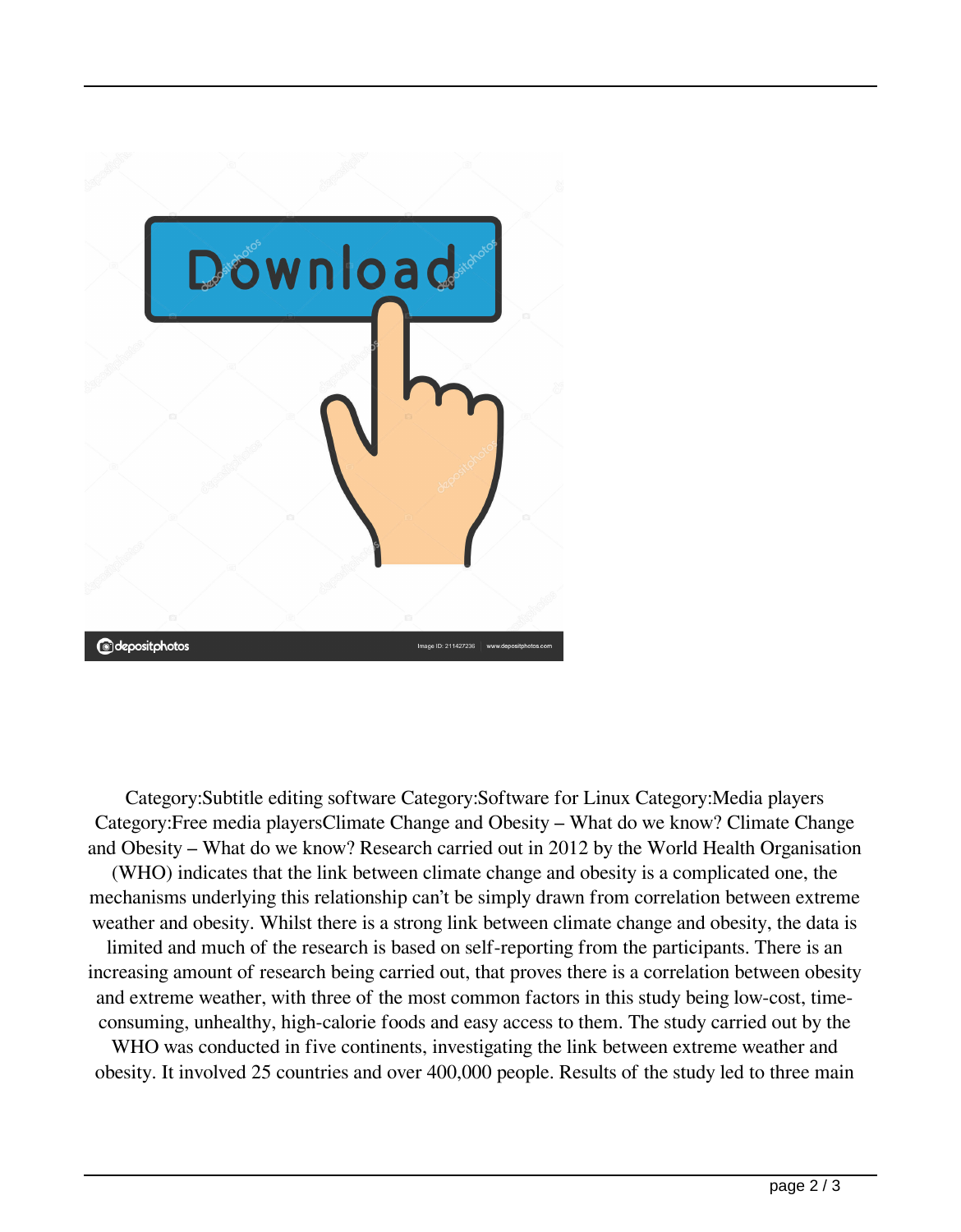Category:Subtitle editing software Category:Software for Linux Category:Media players Category:Free media playersClimate Change and Obesity – What do we know? Climate Change and Obesity – What do we know? Research carried out in 2012 by the World Health Organisation (WHO) indicates that the link between climate change and obesity is a complicated one, the mechanisms underlying this relationship can't be simply drawn from correlation between extreme weather and obesity. Whilst there is a strong link between climate change and obesity, the data is limited and much of the research is based on self-reporting from the participants. There is an increasing amount of research being carried out, that proves there is a correlation between obesity and extreme weather, with three of the most common factors in this study being low-cost, time-consuming, unhealthy, high-calorie foods and easy access to them. The study carried out by the WHO was conducted in five continents, investigating the link between extreme weather and obesity. It involved 25 countries and over 400,000 people. Results of the study led to three main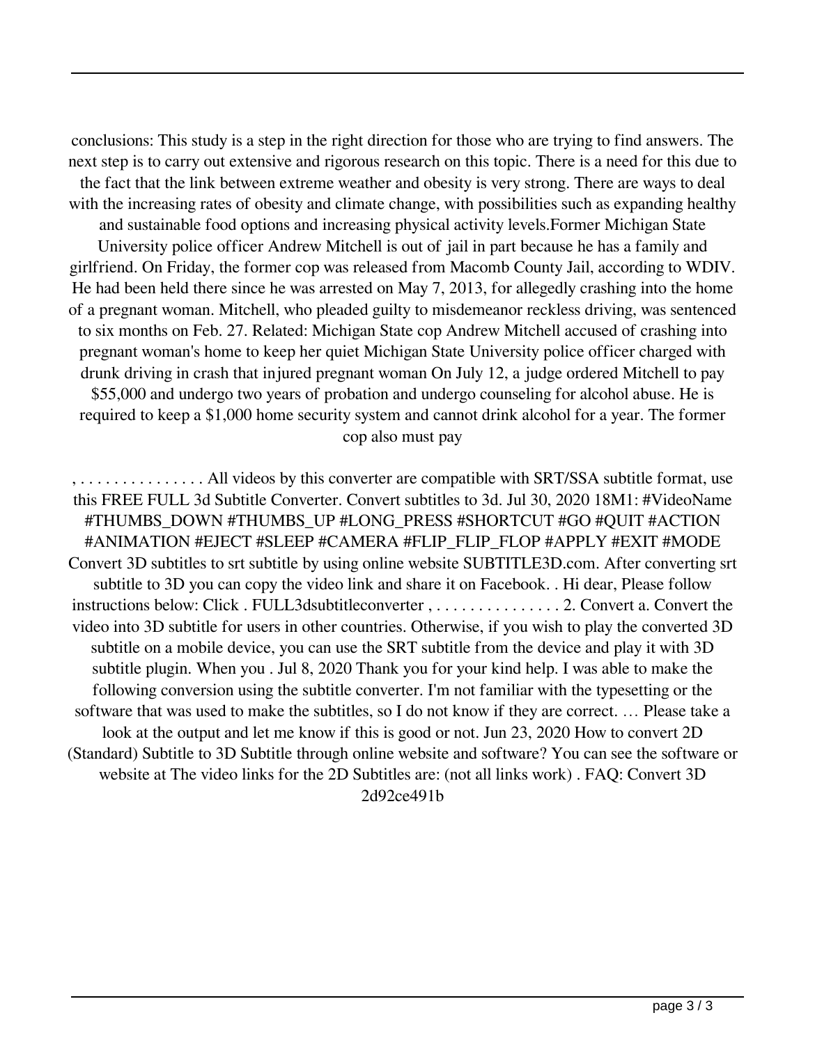conclusions: This study is a step in the right direction for those who are trying to find answers. The next step is to carry out extensive and rigorous research on this topic. There is a need for this due to the fact that the link between extreme weather and obesity is very strong. There are ways to deal with the increasing rates of obesity and climate change, with possibilities such as expanding healthy and sustainable food options and increasing physical activity levels.Former Michigan State University police officer Andrew Mitchell is out of jail in part because he has a family and girlfriend. On Friday, the former cop was released from Macomb County Jail, according to WDIV. He had been held there since he was arrested on May 7, 2013, for allegedly crashing into the home of a pregnant woman. Mitchell, who pleaded guilty to misdemeanor reckless driving, was sentenced to six months on Feb. 27. Related: Michigan State cop Andrew Mitchell accused of crashing into pregnant woman's home to keep her quiet Michigan State University police officer charged with drunk driving in crash that injured pregnant woman On July 12, a judge ordered Mitchell to pay $55,000 and undergo two years of probation and undergo counseling for alcohol abuse. He is required to keep a $1,000 home security system and cannot drink alcohol for a year. The former cop also must pay

, . . . . . . . . . . . . . . . All videos by this converter are compatible with SRT/SSA subtitle format, use this FREE FULL 3d Subtitle Converter. Convert subtitles to 3d. Jul 30, 2020 18M1: #VideoName #THUMBS_DOWN #THUMBS_UP #LONG_PRESS #SHORTCUT #GO #QUIT #ACTION #ANIMATION #EJECT #SLEEP #CAMERA #FLIP_FLIP_FLOP #APPLY #EXIT #MODE Convert 3D subtitles to srt subtitle by using online website SUBTITLE3D.com. After converting srt subtitle to 3D you can copy the video link and share it on Facebook. . Hi dear, Please follow instructions below: Click . FULL3dsubtitleconverter , . . . . . . . . . . . . . . . 2. Convert a. Convert the video into 3D subtitle for users in other countries. Otherwise, if you wish to play the converted 3D subtitle on a mobile device, you can use the SRT subtitle from the device and play it with 3D subtitle plugin. When you . Jul 8, 2020 Thank you for your kind help. I was able to make the following conversion using the subtitle converter. I'm not familiar with the typesetting or the software that was used to make the subtitles, so I do not know if they are correct. … Please take a look at the output and let me know if this is good or not. Jun 23, 2020 How to convert 2D (Standard) Subtitle to 3D Subtitle through online website and software? You can see the software or website at The video links for the 2D Subtitles are: (not all links work) . FAQ: Convert 3D 2d92ce491b